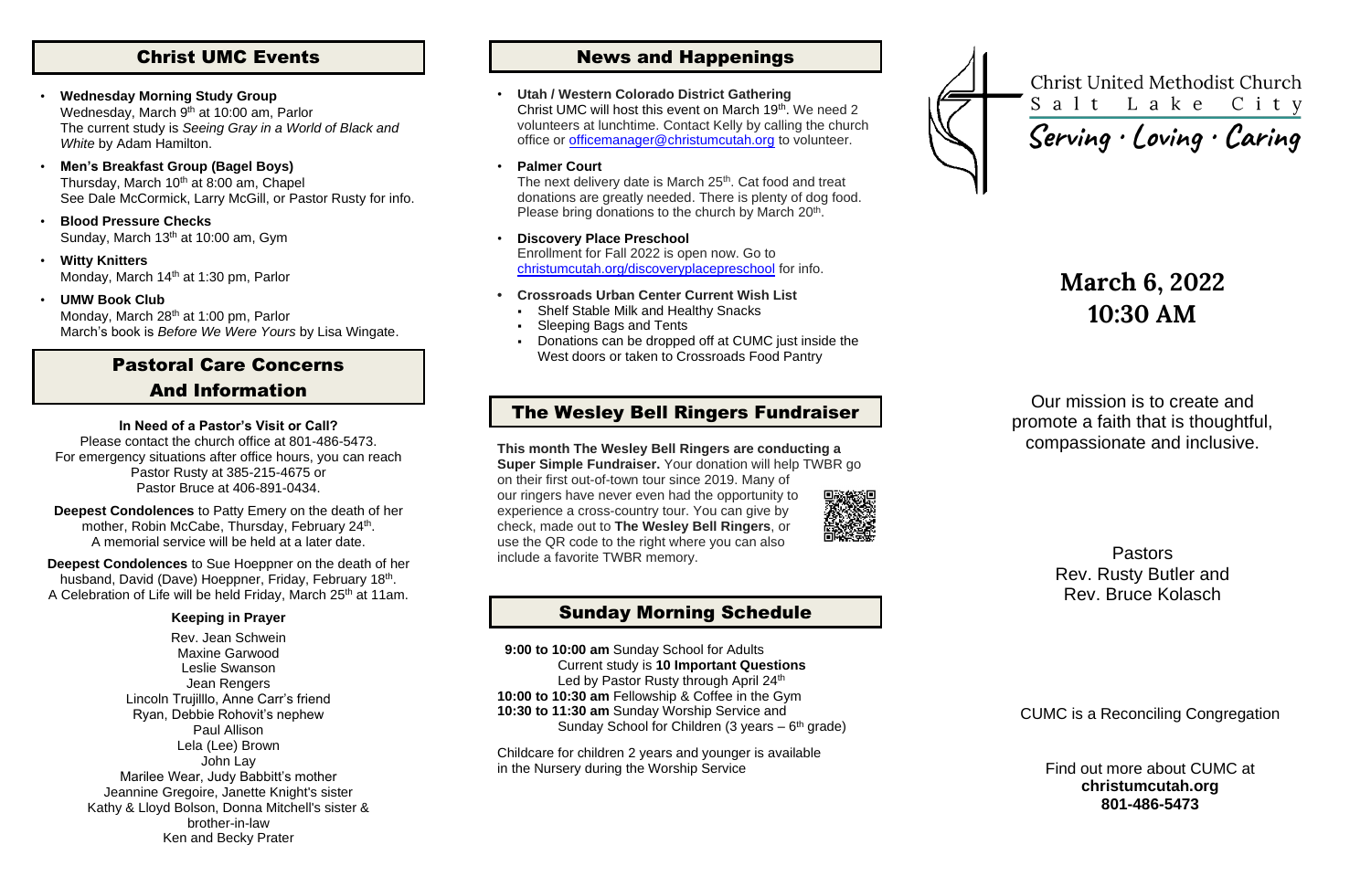## Christ UMC Events

- **Wednesday Morning Study Group**
  Wednesday, March 9th at 10:00 am, Parlor
  The current study is *Seeing Gray in a World of Black and White* by Adam Hamilton.
- **Men's Breakfast Group (Bagel Boys)**
  Thursday, March 10th at 8:00 am, Chapel
  See Dale McCormick, Larry McGill, or Pastor Rusty for info.
- **Blood Pressure Checks**
  Sunday, March 13th at 10:00 am, Gym
- **Witty Knitters**
  Monday, March 14th at 1:30 pm, Parlor
- **UMW Book Club**
  Monday, March 28th at 1:00 pm, Parlor
  March's book is *Before We Were Yours* by Lisa Wingate.

## Pastoral Care Concerns And Information

**In Need of a Pastor's Visit or Call?**

Please contact the church office at 801-486-5473.
For emergency situations after office hours, you can reach Pastor Rusty at 385-215-4675 or Pastor Bruce at 406-891-0434.

**Deepest Condolences** to Patty Emery on the death of her mother, Robin McCabe, Thursday, February 24th.
A memorial service will be held at a later date.

**Deepest Condolences** to Sue Hoeppner on the death of her husband, David (Dave) Hoeppner, Friday, February 18th.
A Celebration of Life will be held Friday, March 25th at 11am.

**Keeping in Prayer**

Rev. Jean Schwein
Maxine Garwood
Leslie Swanson
Jean Rengers
Lincoln Trujilllo, Anne Carr's friend
Ryan, Debbie Rohovit's nephew
Paul Allison
Lela (Lee) Brown
John Lay
Marilee Wear, Judy Babbitt's mother
Jeannine Gregoire, Janette Knight's sister
Kathy & Lloyd Bolson, Donna Mitchell's sister & brother-in-law
Ken and Becky Prater

## News and Happenings

- **Utah / Western Colorado District Gathering**
  Christ UMC will host this event on March 19th. We need 2 volunteers at lunchtime. Contact Kelly by calling the church office or officemanager@christumcutah.org to volunteer.
- **Palmer Court**
  The next delivery date is March 25th. Cat food and treat donations are greatly needed. There is plenty of dog food. Please bring donations to the church by March 20th.
- **Discovery Place Preschool**
  Enrollment for Fall 2022 is open now. Go to christumcutah.org/discoveryplacepreschool for info.
- **Crossroads Urban Center Current Wish List**
  - Shelf Stable Milk and Healthy Snacks
  - Sleeping Bags and Tents
  - Donations can be dropped off at CUMC just inside the West doors or taken to Crossroads Food Pantry

## The Wesley Bell Ringers Fundraiser

**This month The Wesley Bell Ringers are conducting a Super Simple Fundraiser.** Your donation will help TWBR go on their first out-of-town tour since 2019. Many of our ringers have never even had the opportunity to experience a cross-country tour. You can give by check, made out to **The Wesley Bell Ringers**, or use the QR code to the right where you can also include a favorite TWBR memory.

## Sunday Morning Schedule

**9:00 to 10:00 am** Sunday School for Adults
Current study is **10 Important Questions**
Led by Pastor Rusty through April 24th
**10:00 to 10:30 am** Fellowship & Coffee in the Gym
**10:30 to 11:30 am** Sunday Worship Service and Sunday School for Children (3 years – 6th grade)

Childcare for children 2 years and younger is available in the Nursery during the Worship Service

Christ United Methodist Church
Salt Lake City
Serving · Loving · Caring

# March 6, 2022
# 10:30 AM

Our mission is to create and promote a faith that is thoughtful, compassionate and inclusive.

Pastors
Rev. Rusty Butler and
Rev. Bruce Kolasch

CUMC is a Reconciling Congregation

Find out more about CUMC at
**christumcutah.org**
**801-486-5473**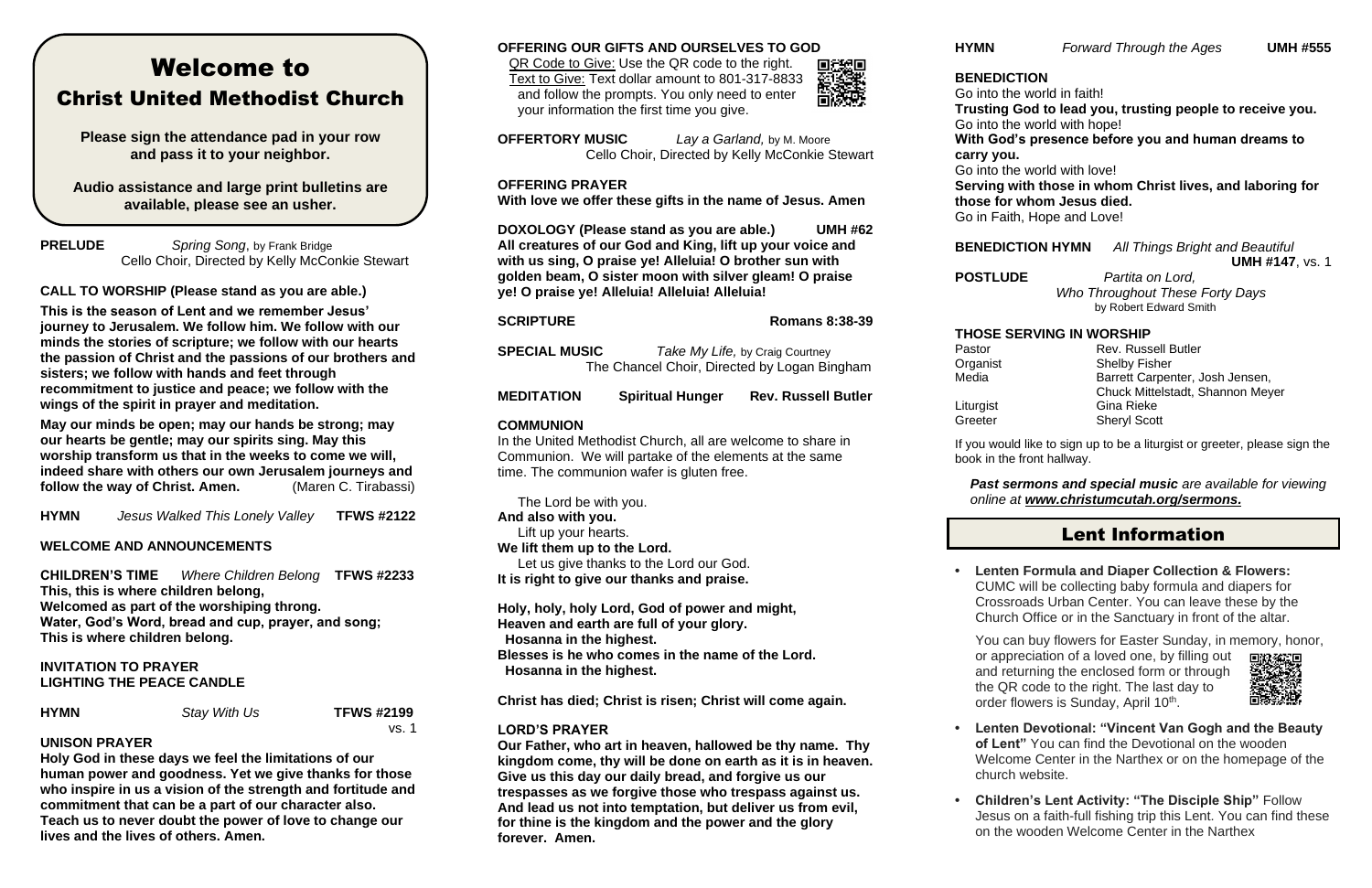# Welcome to

## Christ United Methodist Church

**Please sign the attendance pad in your row and pass it to your neighbor.**

**Audio assistance and large print bulletins are available, please see an usher.**

**PRELUDE** *Spring Song*, by Frank Bridge
Cello Choir, Directed by Kelly McConkie Stewart

**CALL TO WORSHIP (Please stand as you are able.)**

**This is the season of Lent and we remember Jesus' journey to Jerusalem. We follow him. We follow with our minds the stories of scripture; we follow with our hearts the passion of Christ and the passions of our brothers and sisters; we follow with hands and feet through recommitment to justice and peace; we follow with the wings of the spirit in prayer and meditation.**

**May our minds be open; may our hands be strong; may our hearts be gentle; may our spirits sing. May this worship transform us that in the weeks to come we will, indeed share with others our own Jerusalem journeys and follow the way of Christ. Amen.** (Maren C. Tirabassi)

**HYMN** *Jesus Walked This Lonely Valley* **TFWS #2122**

**WELCOME AND ANNOUNCEMENTS**

**CHILDREN'S TIME** *Where Children Belong* **TFWS #2233**
**This, this is where children belong,**
**Welcomed as part of the worshiping throng.**
**Water, God's Word, bread and cup, prayer, and song;**
**This is where children belong.**

**INVITATION TO PRAYER**
**LIGHTING THE PEACE CANDLE**

**HYMN** *Stay With Us* **TFWS #2199** vs. 1

**UNISON PRAYER**
**Holy God in these days we feel the limitations of our human power and goodness. Yet we give thanks for those who inspire in us a vision of the strength and fortitude and commitment that can be a part of our character also. Teach us to never doubt the power of love to change our lives and the lives of others. Amen.**

**OFFERING OUR GIFTS AND OURSELVES TO GOD**
QR Code to Give: Use the QR code to the right.
Text to Give: Text dollar amount to 801-317-8833 and follow the prompts. You only need to enter your information the first time you give.

**OFFERTORY MUSIC** *Lay a Garland,* by M. Moore
Cello Choir, Directed by Kelly McConkie Stewart

**OFFERING PRAYER**
**With love we offer these gifts in the name of Jesus. Amen**

**DOXOLOGY (Please stand as you are able.)** **UMH #62**
**All creatures of our God and King, lift up your voice and with us sing, O praise ye! Alleluia! O brother sun with golden beam, O sister moon with silver gleam! O praise ye! O praise ye! Alleluia! Alleluia! Alleluia!**

**SCRIPTURE** **Romans 8:38-39**

**SPECIAL MUSIC** *Take My Life,* by Craig Courtney
The Chancel Choir, Directed by Logan Bingham

**MEDITATION** **Spiritual Hunger** **Rev. Russell Butler**

**COMMUNION**
In the United Methodist Church, all are welcome to share in Communion. We will partake of the elements at the same time. The communion wafer is gluten free.

The Lord be with you.
**And also with you.**
Lift up your hearts.
**We lift them up to the Lord.**
Let us give thanks to the Lord our God.
**It is right to give our thanks and praise.**

**Holy, holy, holy Lord, God of power and might,**
**Heaven and earth are full of your glory.**
**Hosanna in the highest.**
**Blesses is he who comes in the name of the Lord.**
**Hosanna in the highest.**

**Christ has died; Christ is risen; Christ will come again.**

**LORD'S PRAYER**
**Our Father, who art in heaven, hallowed be thy name. Thy kingdom come, thy will be done on earth as it is in heaven. Give us this day our daily bread, and forgive us our trespasses as we forgive those who trespass against us. And lead us not into temptation, but deliver us from evil, for thine is the kingdom and the power and the glory forever. Amen.**

**HYMN** *Forward Through the Ages* **UMH #555**

**BENEDICTION**
Go into the world in faith!
**Trusting God to lead you, trusting people to receive you.**
Go into the world with hope!
**With God's presence before you and human dreams to carry you.**
Go into the world with love!
**Serving with those in whom Christ lives, and laboring for those for whom Jesus died.**
Go in Faith, Hope and Love!

**BENEDICTION HYMN** *All Things Bright and Beautiful* **UMH #147**, vs. 1

**POSTLUDE** *Partita on Lord, Who Throughout These Forty Days*
by Robert Edward Smith

**THOSE SERVING IN WORSHIP**

| | |
|---|---|
| Pastor | Rev. Russell Butler |
| Organist | Shelby Fisher |
| Media | Barrett Carpenter, Josh Jensen, Chuck Mittelstadt, Shannon Meyer |
| Liturgist | Gina Rieke |
| Greeter | Sheryl Scott |

If you would like to sign up to be a liturgist or greeter, please sign the book in the front hallway.

***Past sermons and special music** are available for viewing online at **www.christumcutah.org/sermons.***

## Lent Information

- **Lenten Formula and Diaper Collection & Flowers:** CUMC will be collecting baby formula and diapers for Crossroads Urban Center. You can leave these by the Church Office or in the Sanctuary in front of the altar.

  You can buy flowers for Easter Sunday, in memory, honor, or appreciation of a loved one, by filling out and returning the enclosed form or through the QR code to the right. The last day to order flowers is Sunday, April 10th.

- **Lenten Devotional: "Vincent Van Gogh and the Beauty of Lent"** You can find the Devotional on the wooden Welcome Center in the Narthex or on the homepage of the church website.

- **Children's Lent Activity: "The Disciple Ship"** Follow Jesus on a faith-full fishing trip this Lent. You can find these on the wooden Welcome Center in the Narthex